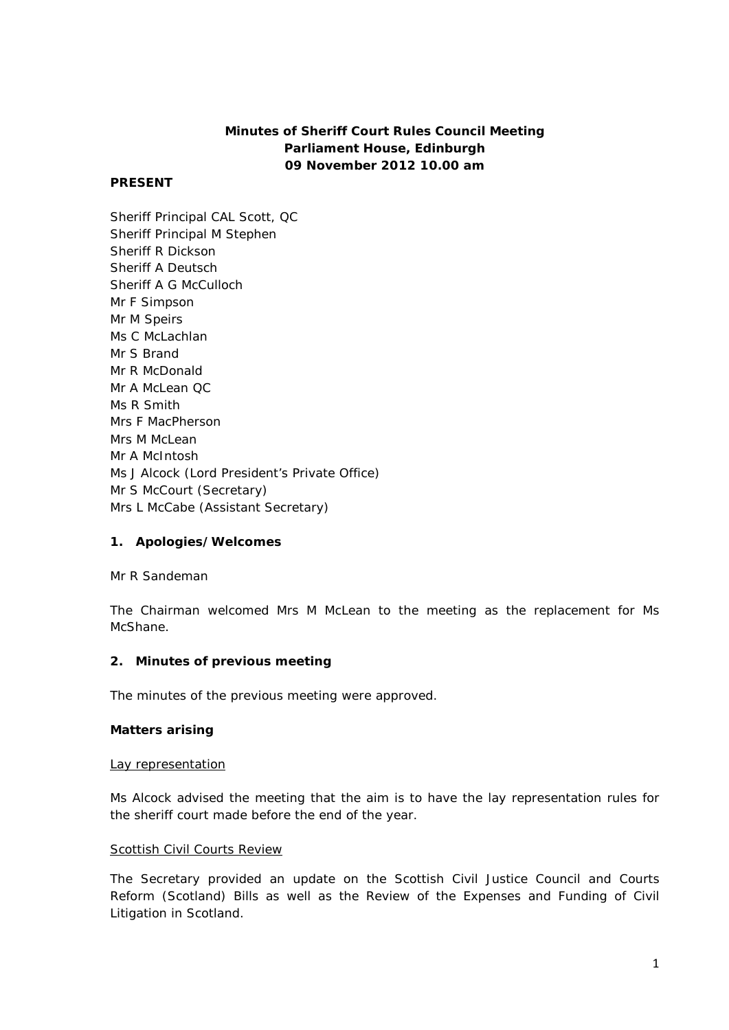**Minutes of Sheriff Court Rules Council Meeting**
**Parliament House, Edinburgh**
**09 November 2012 10.00 am**

**PRESENT**

Sheriff Principal CAL Scott, QC
Sheriff Principal M Stephen
Sheriff R Dickson
Sheriff A Deutsch
Sheriff A G McCulloch
Mr F Simpson
Mr M Speirs
Ms C McLachlan
Mr S Brand
Mr R McDonald
Mr A McLean QC
Ms R Smith
Mrs F MacPherson
Mrs M McLean
Mr A McIntosh
Ms J Alcock (Lord President's Private Office)
Mr S McCourt (Secretary)
Mrs L McCabe (Assistant Secretary)

## 1. Apologies/Welcomes

Mr R Sandeman

The Chairman welcomed Mrs M McLean to the meeting as the replacement for Ms McShane.

## 2. Minutes of previous meeting

The minutes of the previous meeting were approved.

**Matters arising**

Lay representation

Ms Alcock advised the meeting that the aim is to have the lay representation rules for the sheriff court made before the end of the year.

Scottish Civil Courts Review

The Secretary provided an update on the Scottish Civil Justice Council and Courts Reform (Scotland) Bills as well as the Review of the Expenses and Funding of Civil Litigation in Scotland.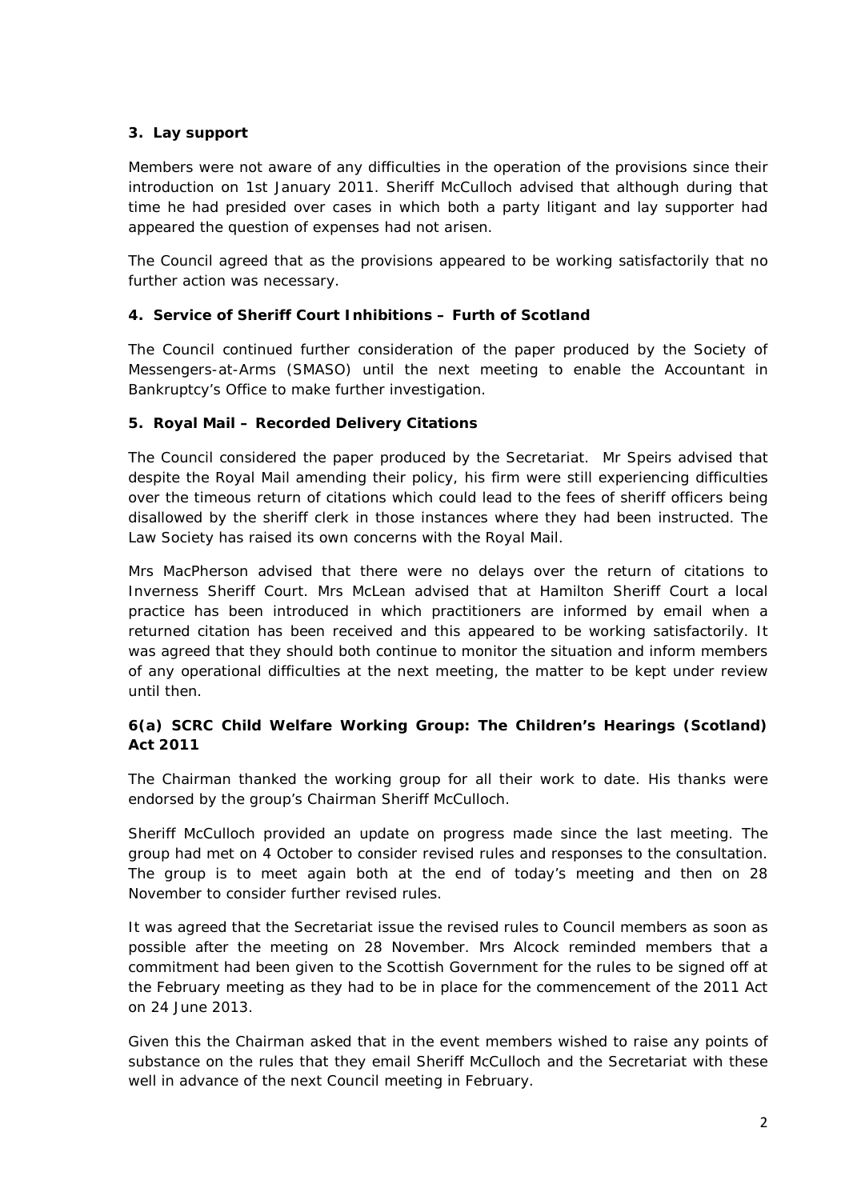### 3. Lay support

Members were not aware of any difficulties in the operation of the provisions since their introduction on 1st January 2011. Sheriff McCulloch advised that although during that time he had presided over cases in which both a party litigant and lay supporter had appeared the question of expenses had not arisen.

The Council agreed that as the provisions appeared to be working satisfactorily that no further action was necessary.

### 4. Service of Sheriff Court Inhibitions – Furth of Scotland

The Council continued further consideration of the paper produced by the Society of Messengers-at-Arms (SMASO) until the next meeting to enable the Accountant in Bankruptcy's Office to make further investigation.

### 5. Royal Mail – Recorded Delivery Citations

The Council considered the paper produced by the Secretariat. Mr Speirs advised that despite the Royal Mail amending their policy, his firm were still experiencing difficulties over the timeous return of citations which could lead to the fees of sheriff officers being disallowed by the sheriff clerk in those instances where they had been instructed. The Law Society has raised its own concerns with the Royal Mail.

Mrs MacPherson advised that there were no delays over the return of citations to Inverness Sheriff Court. Mrs McLean advised that at Hamilton Sheriff Court a local practice has been introduced in which practitioners are informed by email when a returned citation has been received and this appeared to be working satisfactorily. It was agreed that they should both continue to monitor the situation and inform members of any operational difficulties at the next meeting, the matter to be kept under review until then.

### 6(a) SCRC Child Welfare Working Group: The Children's Hearings (Scotland) Act 2011

The Chairman thanked the working group for all their work to date. His thanks were endorsed by the group's Chairman Sheriff McCulloch.

Sheriff McCulloch provided an update on progress made since the last meeting. The group had met on 4 October to consider revised rules and responses to the consultation. The group is to meet again both at the end of today's meeting and then on 28 November to consider further revised rules.

It was agreed that the Secretariat issue the revised rules to Council members as soon as possible after the meeting on 28 November. Mrs Alcock reminded members that a commitment had been given to the Scottish Government for the rules to be signed off at the February meeting as they had to be in place for the commencement of the 2011 Act on 24 June 2013.

Given this the Chairman asked that in the event members wished to raise any points of substance on the rules that they email Sheriff McCulloch and the Secretariat with these well in advance of the next Council meeting in February.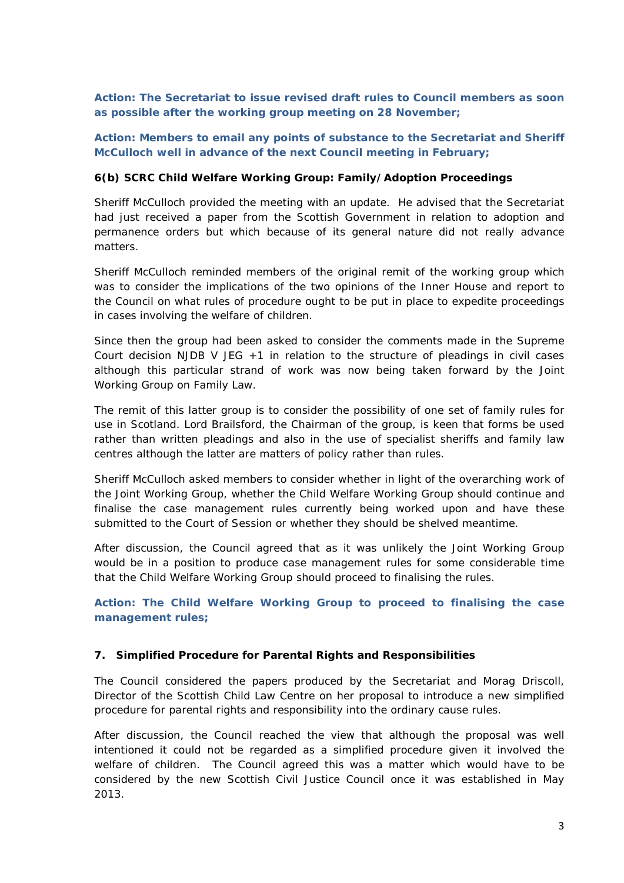**Action: The Secretariat to issue revised draft rules to Council members as soon as possible after the working group meeting on 28 November;**

**Action: Members to email any points of substance to the Secretariat and Sheriff McCulloch well in advance of the next Council meeting in February;**

**6(b) SCRC Child Welfare Working Group: Family/Adoption Proceedings**

Sheriff McCulloch provided the meeting with an update. He advised that the Secretariat had just received a paper from the Scottish Government in relation to adoption and permanence orders but which because of its general nature did not really advance matters.

Sheriff McCulloch reminded members of the original remit of the working group which was to consider the implications of the two opinions of the Inner House and report to the Council on what rules of procedure ought to be put in place to expedite proceedings in cases involving the welfare of children.

Since then the group had been asked to consider the comments made in the Supreme Court decision NJDB V JEG +1 in relation to the structure of pleadings in civil cases although this particular strand of work was now being taken forward by the Joint Working Group on Family Law.

The remit of this latter group is to consider the possibility of one set of family rules for use in Scotland. Lord Brailsford, the Chairman of the group, is keen that forms be used rather than written pleadings and also in the use of specialist sheriffs and family law centres although the latter are matters of policy rather than rules.

Sheriff McCulloch asked members to consider whether in light of the overarching work of the Joint Working Group, whether the Child Welfare Working Group should continue and finalise the case management rules currently being worked upon and have these submitted to the Court of Session or whether they should be shelved meantime.

After discussion, the Council agreed that as it was unlikely the Joint Working Group would be in a position to produce case management rules for some considerable time that the Child Welfare Working Group should proceed to finalising the rules.

**Action: The Child Welfare Working Group to proceed to finalising the case management rules;**

**7. Simplified Procedure for Parental Rights and Responsibilities**

The Council considered the papers produced by the Secretariat and Morag Driscoll, Director of the Scottish Child Law Centre on her proposal to introduce a new simplified procedure for parental rights and responsibility into the ordinary cause rules.

After discussion, the Council reached the view that although the proposal was well intentioned it could not be regarded as a simplified procedure given it involved the welfare of children. The Council agreed this was a matter which would have to be considered by the new Scottish Civil Justice Council once it was established in May 2013.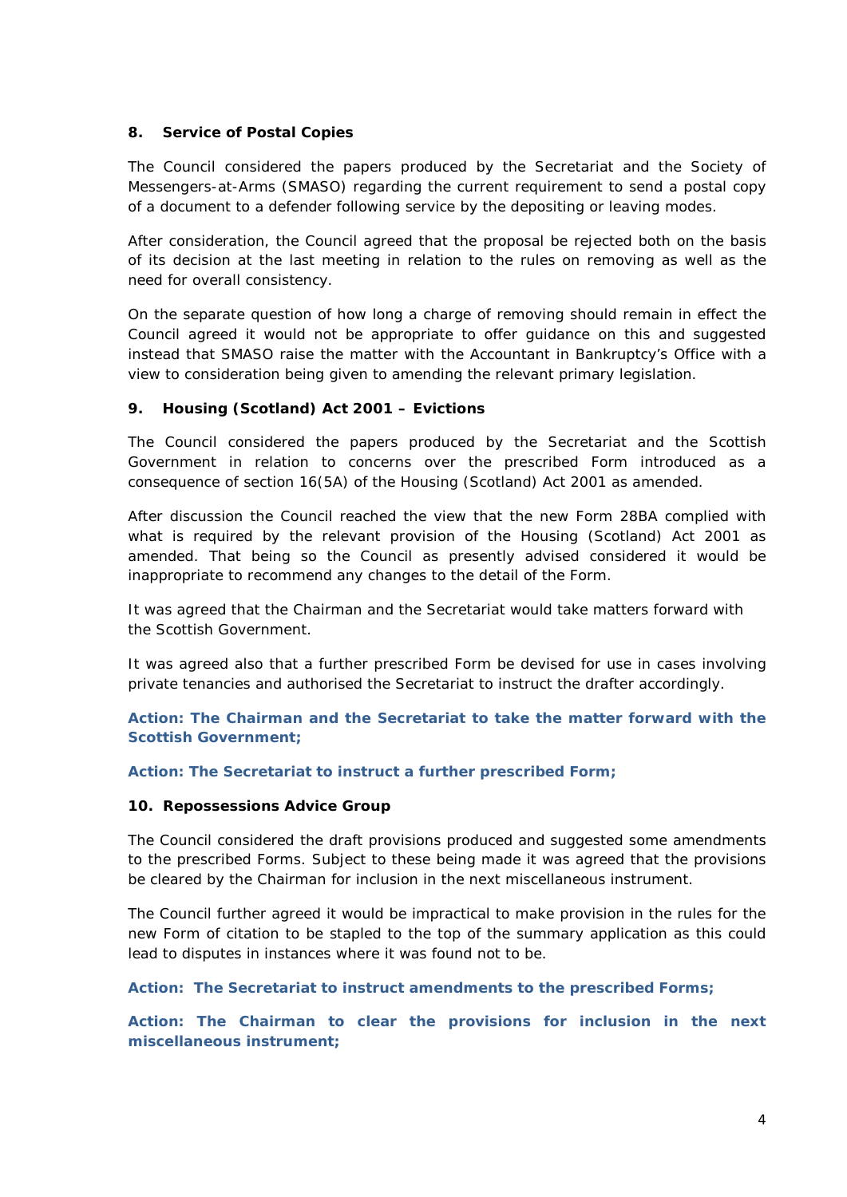### 8. Service of Postal Copies

The Council considered the papers produced by the Secretariat and the Society of Messengers-at-Arms (SMASO) regarding the current requirement to send a postal copy of a document to a defender following service by the depositing or leaving modes.

After consideration, the Council agreed that the proposal be rejected both on the basis of its decision at the last meeting in relation to the rules on removing as well as the need for overall consistency.

On the separate question of how long a charge of removing should remain in effect the Council agreed it would not be appropriate to offer guidance on this and suggested instead that SMASO raise the matter with the Accountant in Bankruptcy's Office with a view to consideration being given to amending the relevant primary legislation.

### 9. Housing (Scotland) Act 2001 – Evictions

The Council considered the papers produced by the Secretariat and the Scottish Government in relation to concerns over the prescribed Form introduced as a consequence of section 16(5A) of the Housing (Scotland) Act 2001 as amended.

After discussion the Council reached the view that the new Form 28BA complied with what is required by the relevant provision of the Housing (Scotland) Act 2001 as amended. That being so the Council as presently advised considered it would be inappropriate to recommend any changes to the detail of the Form.

It was agreed that the Chairman and the Secretariat would take matters forward with the Scottish Government.

It was agreed also that a further prescribed Form be devised for use in cases involving private tenancies and authorised the Secretariat to instruct the drafter accordingly.

**Action: The Chairman and the Secretariat to take the matter forward with the Scottish Government;**

**Action: The Secretariat to instruct a further prescribed Form;**

### 10. Repossessions Advice Group

The Council considered the draft provisions produced and suggested some amendments to the prescribed Forms. Subject to these being made it was agreed that the provisions be cleared by the Chairman for inclusion in the next miscellaneous instrument.

The Council further agreed it would be impractical to make provision in the rules for the new Form of citation to be stapled to the top of the summary application as this could lead to disputes in instances where it was found not to be.

**Action: The Secretariat to instruct amendments to the prescribed Forms;**

**Action: The Chairman to clear the provisions for inclusion in the next miscellaneous instrument;**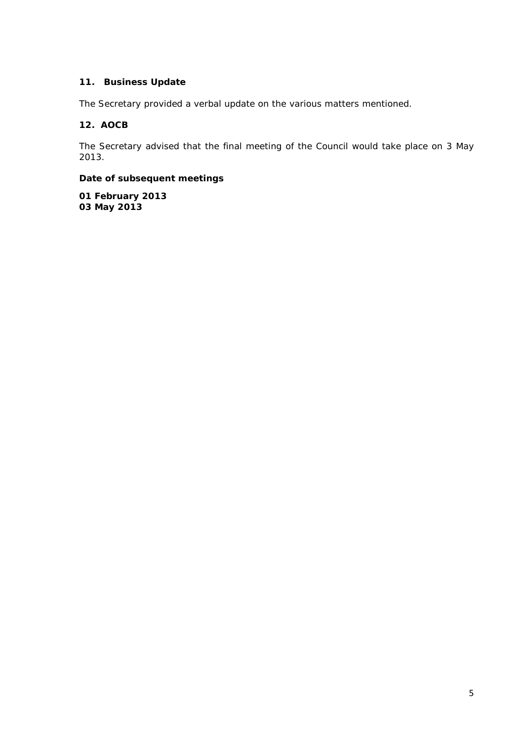### 11. Business Update

The Secretary provided a verbal update on the various matters mentioned.

### 12. AOCB

The Secretary advised that the final meeting of the Council would take place on 3 May 2013.

**Date of subsequent meetings**

**01 February 2013**
**03 May 2013**